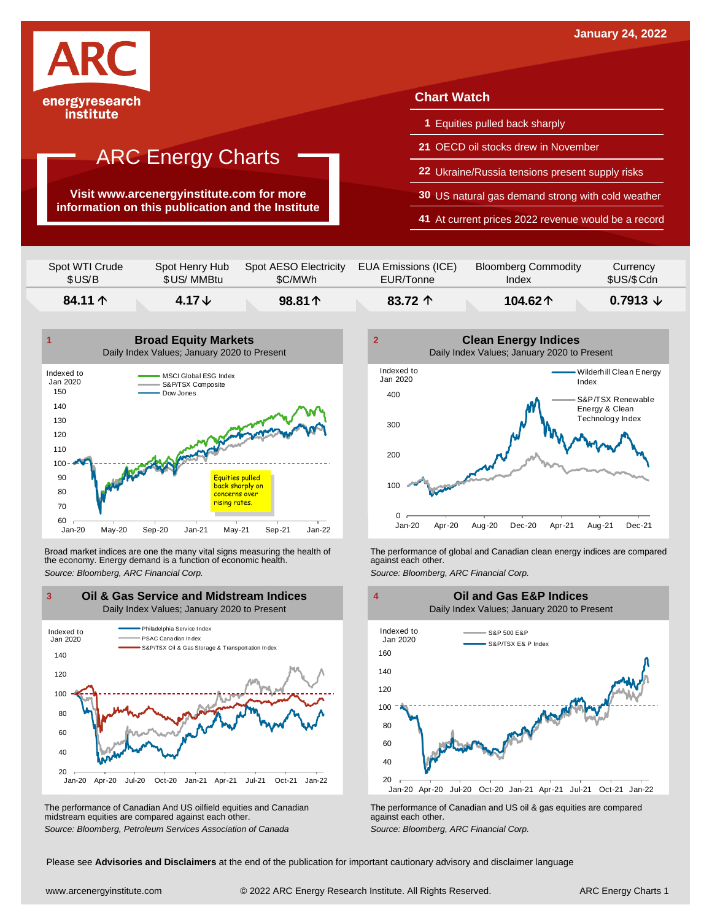January 24, 2022

**ARC**
energyresearch institute

# ARC Energy Charts

**Visit www.arcenergyinstitute.com for more information on this publication and the Institute**

## Chart Watch

- **1** Equities pulled back sharply
- **21** OECD oil stocks drew in November
- **22** Ukraine/Russia tensions present supply risks
- **30** US natural gas demand strong with cold weather
- **41** At current prices 2022 revenue would be a record

| Spot WTI Crude $US/B | Spot Henry Hub $US/ MMBtu | Spot AESO Electricity $C/MWh | EUA Emissions (ICE) EUR/Tonne | Bloomberg Commodity Index | Currency $US/$Cdn |
|---|---|---|---|---|---|
| **84.11 ↑** | **4.17↓** | **98.81↑** | **83.72 ↑** | **104.62↑** | **0.7913 ↓** |

### 1 Broad Equity Markets
Daily Index Values; January 2020 to Present

Broad market indices are one the many vital signs measuring the health of the economy. Energy demand is a function of economic health.

*Source: Bloomberg, ARC Financial Corp.*

### 2 Clean Energy Indices
Daily Index Values; January 2020 to Present

The performance of global and Canadian clean energy indices are compared against each other.

*Source: Bloomberg, ARC Financial Corp.*

### 3 Oil & Gas Service and Midstream Indices
Daily Index Values; January 2020 to Present

The performance of Canadian And US oilfield equities and Canadian midstream equities are compared against each other.

*Source: Bloomberg, Petroleum Services Association of Canada*

### 4 Oil and Gas E&P Indices
Daily Index Values; January 2020 to Present

The performance of Canadian and US oil & gas equities are compared against each other.

*Source: Bloomberg, ARC Financial Corp.*

Please see **Advisories and Disclaimers** at the end of the publication for important cautionary advisory and disclaimer language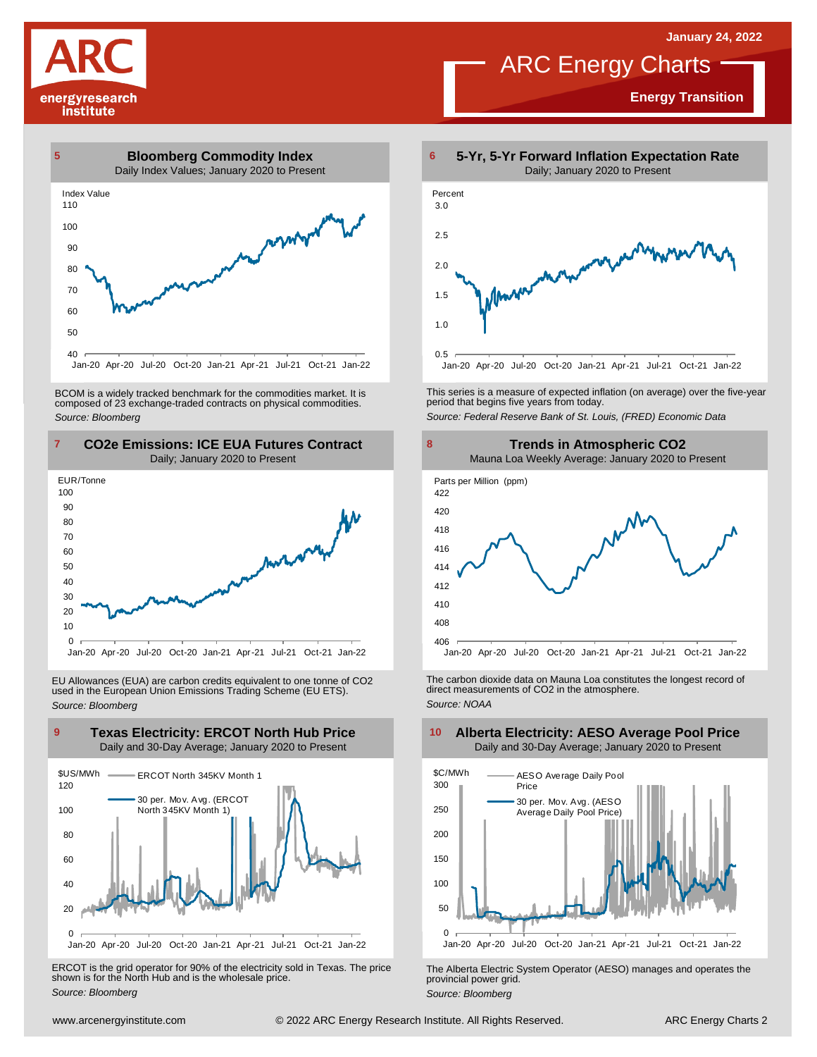# ARC Energy Charts

**Energy Transition**

January 24, 2022

## 5 Bloomberg Commodity Index

Daily Index Values; January 2020 to Present

BCOM is a widely tracked benchmark for the commodities market. It is composed of 23 exchange-traded contracts on physical commodities.

*Source: Bloomberg*

## 6 5-Yr, 5-Yr Forward Inflation Expectation Rate

Daily; January 2020 to Present

This series is a measure of expected inflation (on average) over the five-year period that begins five years from today.

*Source: Federal Reserve Bank of St. Louis, (FRED) Economic Data*

## 7 CO2e Emissions: ICE EUA Futures Contract

Daily; January 2020 to Present

EU Allowances (EUA) are carbon credits equivalent to one tonne of $CO_2$ used in the European Union Emissions Trading Scheme (EU ETS).

*Source: Bloomberg*

## 8 Trends in Atmospheric CO2

Mauna Loa Weekly Average: January 2020 to Present

The carbon dioxide data on Mauna Loa constitutes the longest record of direct measurements of $CO_2$ in the atmosphere.

*Source: NOAA*

## 9 Texas Electricity: ERCOT North Hub Price

Daily and 30-Day Average; January 2020 to Present

ERCOT is the grid operator for 90% of the electricity sold in Texas. The price shown is for the North Hub and is the wholesale price.

*Source: Bloomberg*

## 10 Alberta Electricity: AESO Average Pool Price

Daily and 30-Day Average; January 2020 to Present

The Alberta Electric System Operator (AESO) manages and operates the provincial power grid.

*Source: Bloomberg*

www.arcenergyinstitute.com © 2022 ARC Energy Research Institute. All Rights Reserved.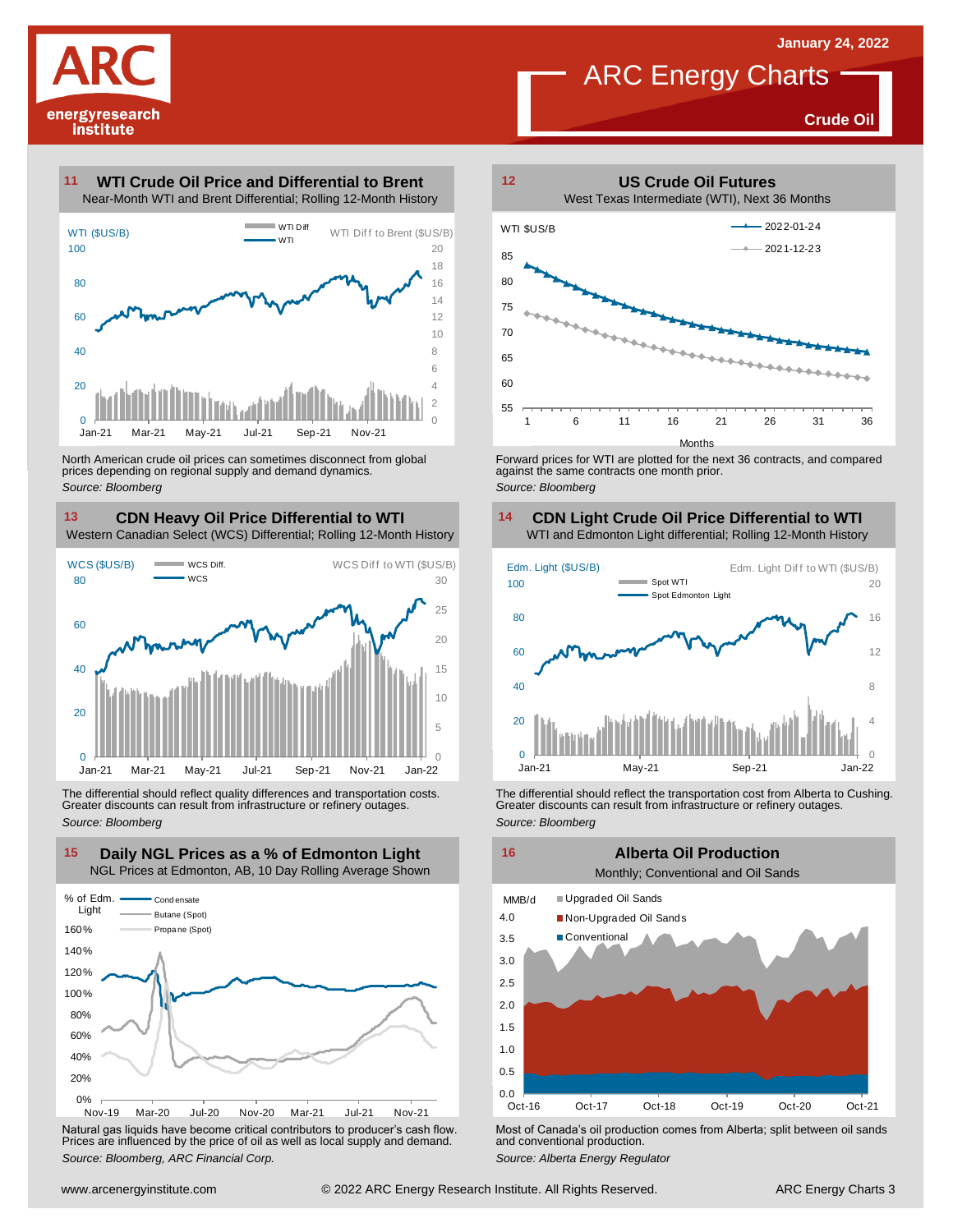# ARC Energy Charts

January 24, 2022

**Crude Oil**

## 11 WTI Crude Oil Price and Differential to Brent

Near-Month WTI and Brent Differential; Rolling 12-Month History

North American crude oil prices can sometimes disconnect from global prices depending on regional supply and demand dynamics.

*Source: Bloomberg*

## 12 US Crude Oil Futures

West Texas Intermediate (WTI), Next 36 Months

Forward prices for WTI are plotted for the next 36 contracts, and compared against the same contracts one month prior.

*Source: Bloomberg*

## 13 CDN Heavy Oil Price Differential to WTI

Western Canadian Select (WCS) Differential; Rolling 12-Month History

The differential should reflect quality differences and transportation costs. Greater discounts can result from infrastructure or refinery outages.

*Source: Bloomberg*

## 14 CDN Light Crude Oil Price Differential to WTI

WTI and Edmonton Light differential; Rolling 12-Month History

The differential should reflect the transportation cost from Alberta to Cushing. Greater discounts can result from infrastructure or refinery outages.

*Source: Bloomberg*

## 15 Daily NGL Prices as a % of Edmonton Light

NGL Prices at Edmonton, AB, 10 Day Rolling Average Shown

Natural gas liquids have become critical contributors to producer's cash flow. Prices are influenced by the price of oil as well as local supply and demand.

*Source: Bloomberg, ARC Financial Corp.*

## 16 Alberta Oil Production

Monthly; Conventional and Oil Sands

Most of Canada's oil production comes from Alberta; split between oil sands and conventional production.

*Source: Alberta Energy Regulator*

www.arcenergyinstitute.com © 2022 ARC Energy Research Institute. All Rights Reserved.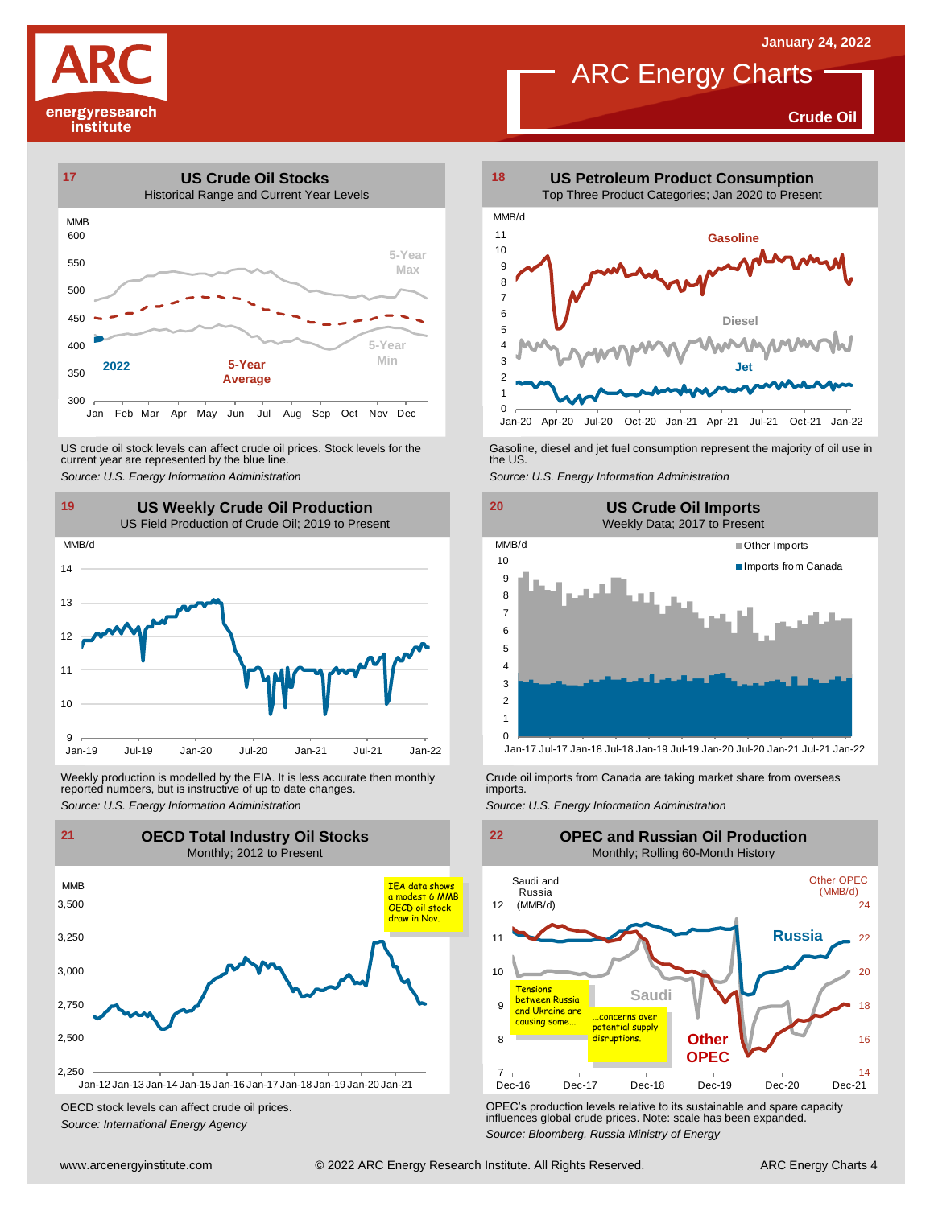January 24, 2022

# ARC Energy Charts

**Crude Oil**

## 17 US Crude Oil Stocks

Historical Range and Current Year Levels

MMB

600, 550, 500, 450, 400, 350, 300

Jan Feb Mar Apr May Jun Jul Aug Sep Oct Nov Dec

5-Year Max

5-Year Min

5-Year Average

2022

US crude oil stock levels can affect crude oil prices. Stock levels for the current year are represented by the blue line.

*Source: U.S. Energy Information Administration*

## 18 US Petroleum Product Consumption

Top Three Product Categories; Jan 2020 to Present

MMB/d

11, 10, 9, 8, 7, 6, 5, 4, 3, 2, 1, 0

Jan-20 Apr-20 Jul-20 Oct-20 Jan-21 Apr-21 Jul-21 Oct-21 Jan-22

Gasoline

Diesel

Jet

Gasoline, diesel and jet fuel consumption represent the majority of oil use in the US.

*Source: U.S. Energy Information Administration*

## 19 US Weekly Crude Oil Production

US Field Production of Crude Oil; 2019 to Present

MMB/d

14, 13, 12, 11, 10, 9

Jan-19 Jul-19 Jan-20 Jul-20 Jan-21 Jul-21 Jan-22

Weekly production is modelled by the EIA. It is less accurate then monthly reported numbers, but is instructive of up to date changes.

*Source: U.S. Energy Information Administration*

## 20 US Crude Oil Imports

Weekly Data; 2017 to Present

MMB/d

10, 9, 8, 7, 6, 5, 4, 3, 2, 1, 0

Jan-17 Jul-17 Jan-18 Jul-18 Jan-19 Jul-19 Jan-20 Jul-20 Jan-21 Jul-21 Jan-22

Other Imports

Imports from Canada

Crude oil imports from Canada are taking market share from overseas imports.

*Source: U.S. Energy Information Administration*

## 21 OECD Total Industry Oil Stocks

Monthly; 2012 to Present

MMB

3,500, 3,250, 3,000, 2,750, 2,500, 2,250

Jan-12 Jan-13 Jan-14 Jan-15 Jan-16 Jan-17 Jan-18 Jan-19 Jan-20 Jan-21

IEA data shows a modest 6 MMB OECD oil stock draw in Nov.

OECD stock levels can affect crude oil prices.

*Source: International Energy Agency*

## 22 OPEC and Russian Oil Production

Monthly; Rolling 60-Month History

Saudi and Russia (MMB/d): 12, 11, 10, 9, 8, 7

Other OPEC (MMB/d): 24, 22, 20, 18, 16, 14

Dec-16 Dec-17 Dec-18 Dec-19 Dec-20 Dec-21

Russia

Saudi

Other OPEC

Tensions between Russia and Ukraine are causing some…

…concerns over potential supply disruptions.

OPEC's production levels relative to its sustainable and spare capacity influences global crude prices. Note: scale has been expanded.

*Source: Bloomberg, Russia Ministry of Energy*

www.arcenergyinstitute.com © 2022 ARC Energy Research Institute. All Rights Reserved. ARC Energy Charts 4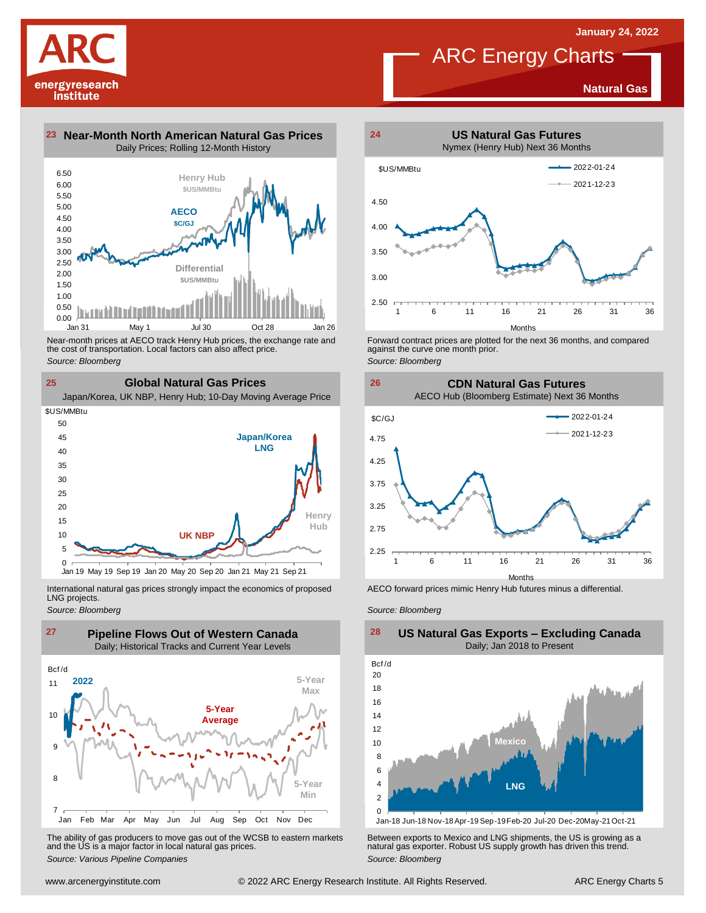January 24, 2022

# ARC Energy Charts

**Natural Gas**

## 23 Near-Month North American Natural Gas Prices

Daily Prices; Rolling 12-Month History

Near-month prices at AECO track Henry Hub prices, the exchange rate and the cost of transportation. Local factors can also affect price.

*Source: Bloomberg*

## 24 US Natural Gas Futures

Nymex (Henry Hub) Next 36 Months

Forward contract prices are plotted for the next 36 months, and compared against the curve one month prior.

*Source: Bloomberg*

## 25 Global Natural Gas Prices

Japan/Korea, UK NBP, Henry Hub; 10-Day Moving Average Price

International natural gas prices strongly impact the economics of proposed LNG projects.

*Source: Bloomberg*

## 26 CDN Natural Gas Futures

AECO Hub (Bloomberg Estimate) Next 36 Months

AECO forward prices mimic Henry Hub futures minus a differential.

*Source: Bloomberg*

## 27 Pipeline Flows Out of Western Canada

Daily; Historical Tracks and Current Year Levels

The ability of gas producers to move gas out of the WCSB to eastern markets and the US is a major factor in local natural gas prices.

*Source: Various Pipeline Companies*

## 28 US Natural Gas Exports – Excluding Canada

Daily; Jan 2018 to Present

Between exports to Mexico and LNG shipments, the US is growing as a natural gas exporter. Robust US supply growth has driven this trend.

*Source: Bloomberg*

www.arcenergyinstitute.com © 2022 ARC Energy Research Institute. All Rights Reserved.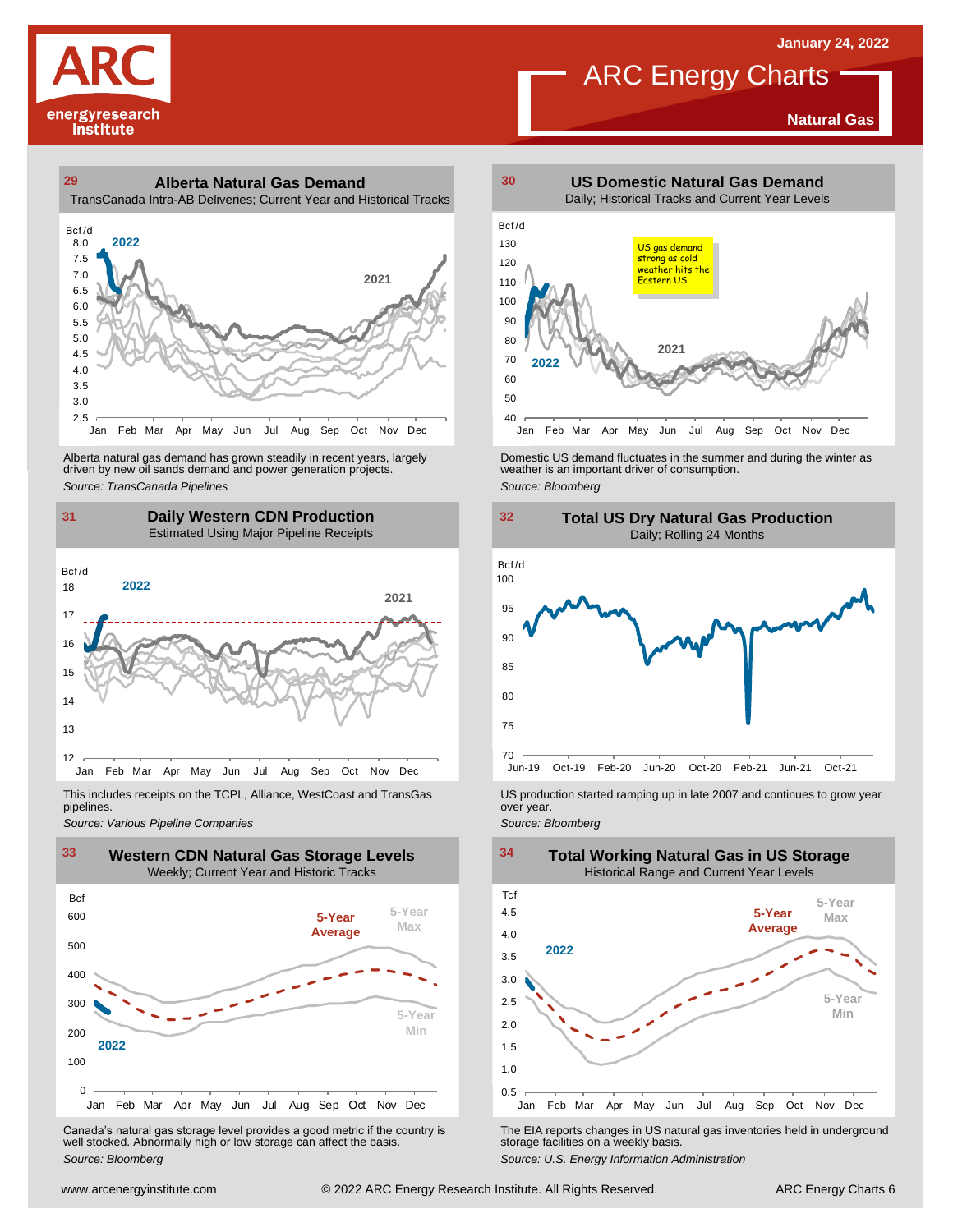ARC energyresearch institute

January 24, 2022

# ARC Energy Charts

**Natural Gas**

## 29 Alberta Natural Gas Demand

TransCanada Intra-AB Deliveries; Current Year and Historical Tracks

Bcf/d

2022

2021

Jan Feb Mar Apr May Jun Jul Aug Sep Oct Nov Dec

Alberta natural gas demand has grown steadily in recent years, largely driven by new oil sands demand and power generation projects.

*Source: TransCanada Pipelines*

## 30 US Domestic Natural Gas Demand

Daily; Historical Tracks and Current Year Levels

Bcf/d

US gas demand strong as cold weather hits the Eastern US.

2021

2022

Jan Feb Mar Apr May Jun Jul Aug Sep Oct Nov Dec

Domestic US demand fluctuates in the summer and during the winter as weather is an important driver of consumption.

*Source: Bloomberg*

## 31 Daily Western CDN Production

Estimated Using Major Pipeline Receipts

Bcf/d

2022

2021

Jan Feb Mar Apr May Jun Jul Aug Sep Oct Nov Dec

This includes receipts on the TCPL, Alliance, WestCoast and TransGas pipelines.

*Source: Various Pipeline Companies*

## 32 Total US Dry Natural Gas Production

Daily; Rolling 24 Months

Bcf/d

Jun-19 Oct-19 Feb-20 Jun-20 Oct-20 Feb-21 Jun-21 Oct-21

US production started ramping up in late 2007 and continues to grow year over year.

*Source: Bloomberg*

## 33 Western CDN Natural Gas Storage Levels

Weekly; Current Year and Historic Tracks

Bcf

5-Year Average

5-Year Max

5-Year Min

2022

Jan Feb Mar Apr May Jun Jul Aug Sep Oct Nov Dec

Canada's natural gas storage level provides a good metric if the country is well stocked. Abnormally high or low storage can affect the basis.

*Source: Bloomberg*

## 34 Total Working Natural Gas in US Storage

Historical Range and Current Year Levels

Tcf

5-Year Average

5-Year Max

5-Year Min

2022

Jan Feb Mar Apr May Jun Jul Aug Sep Oct Nov Dec

The EIA reports changes in US natural gas inventories held in underground storage facilities on a weekly basis.

*Source: U.S. Energy Information Administration*

www.arcenergyinstitute.com © 2022 ARC Energy Research Institute. All Rights Reserved.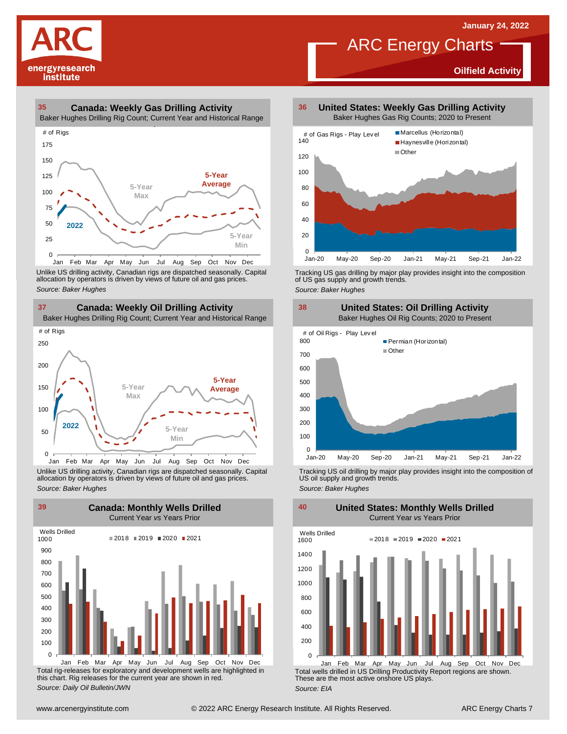# ARC Energy Charts

January 24, 2022

**Oilfield Activity**

## 35 Canada: Weekly Gas Drilling Activity

Baker Hughes Drilling Rig Count; Current Year and Historical Range

Unlike US drilling activity, Canadian rigs are dispatched seasonally. Capital allocation by operators is driven by views of future oil and gas prices.

*Source: Baker Hughes*

## 36 United States: Weekly Gas Drilling Activity

Baker Hughes Gas Rig Counts; 2020 to Present

Tracking US gas drilling by major play provides insight into the composition of US gas supply and growth trends.

*Source: Baker Hughes*

## 37 Canada: Weekly Oil Drilling Activity

Baker Hughes Drilling Rig Count; Current Year and Historical Range

Unlike US drilling activity, Canadian rigs are dispatched seasonally. Capital allocation by operators is driven by views of future oil and gas prices.

*Source: Baker Hughes*

## 38 United States: Oil Drilling Activity

Baker Hughes Oil Rig Counts; 2020 to Present

Tracking US oil drilling by major play provides insight into the composition of US oil supply and growth trends.

*Source: Baker Hughes*

## 39 Canada: Monthly Wells Drilled

Current Year *vs* Years Prior

Total rig-releases for exploratory and development wells are highlighted in this chart. Rig releases for the current year are shown in red.

*Source: Daily Oil Bulletin/JWN*

## 40 United States: Monthly Wells Drilled

Current Year *vs* Years Prior

Total wells drilled in US Drilling Productivity Report regions are shown. These are the most active onshore US plays.

*Source: EIA*

www.arcenergyinstitute.com © 2022 ARC Energy Research Institute. All Rights Reserved.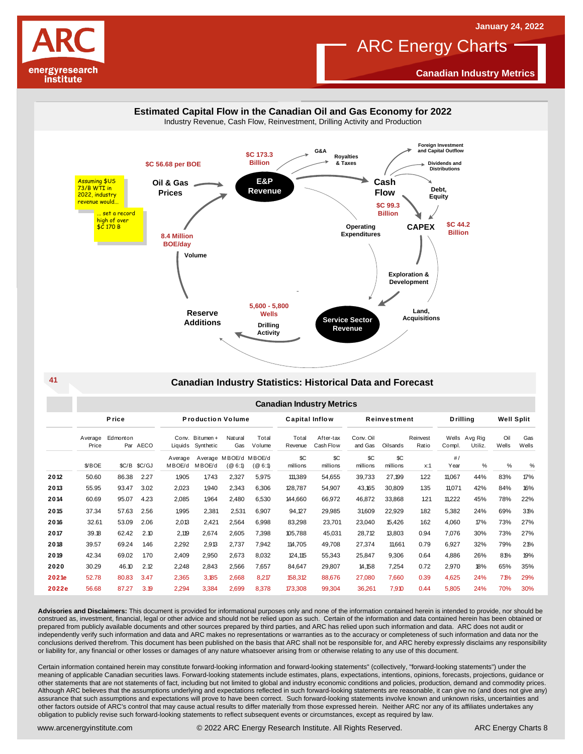# ARC Energy Charts

January 24, 2022

**Canadian Industry Metrics**

## Estimated Capital Flow in the Canadian Oil and Gas Economy for 2022

Industry Revenue, Cash Flow, Reinvestment, Drilling Activity and Production

Assuming $US 73/B WTI in 2022, industry revenue would...

... set a record high of over $C 170 B

$C 56.68 per BOE

Oil & Gas Prices

$C 173.3 Billion

E&P Revenue

G&A

Royalties & Taxes

Cash Flow

Foreign Investment and Capital Outflow

Dividends and Distributions

Debt, Equity

$C 99.3 Billion

CAPEX

$C 44.2 Billion

Operating Expenditures

Exploration & Development

Land, Acquisitions

Service Sector Revenue

5,600 - 5,800 Wells

Drilling Activity

Reserve Additions

8.4 Million BOE/day

Volume

## Canadian Industry Statistics: Historical Data and Forecast

41

| Canadian Industry Metrics | Price | | | Production Volume | | | | Capital Inflow | | Reinvestment | | | Drilling | | Well Split | |
|---|---|---|---|---|---|---|---|---|---|---|---|---|---|---|---|---|
| | Average Price | Edmonton Par | AECO | Conv. Liquids | Bitumen + Synthetic | Natural Gas | Total Volume | Total Revenue | After-tax Cash Flow | Conv. Oil and Gas | Oilsands | Reinvest Ratio | Wells Compl. | Avg Rig Utiliz. | Oil Wells | Gas Wells |
| | $/BOE | $C/B | $C/GJ | Average MBOE/d | Average MBOE/d | MBOE/d (@ 6:1) | MBOE/d (@ 6:1) | $C millions | $C millions | $C millions | $C millions | x:1 | # / Year | % | % | % |
| **2012** | 50.60 | 86.38 | 2.27 | 1,905 | 1,743 | 2,327 | 5,975 | 111,389 | 54,655 | 39,733 | 27,199 | 1.22 | 11,067 | 44% | 83% | 17% |
| **2013** | 55.95 | 93.47 | 3.02 | 2,023 | 1,940 | 2,343 | 6,306 | 128,787 | 54,907 | 43,165 | 30,809 | 1.35 | 11,071 | 42% | 84% | 16% |
| **2014** | 60.69 | 95.07 | 4.23 | 2,085 | 1,964 | 2,480 | 6,530 | 144,660 | 66,972 | 46,872 | 33,868 | 1.21 | 11,222 | 45% | 78% | 22% |
| **2015** | 37.34 | 57.63 | 2.56 | 1,995 | 2,381 | 2,531 | 6,907 | 94,127 | 29,985 | 31,609 | 22,929 | 1.82 | 5,382 | 24% | 69% | 31% |
| **2016** | 32.61 | 53.09 | 2.06 | 2,013 | 2,421 | 2,564 | 6,998 | 83,298 | 23,701 | 23,040 | 15,426 | 1.62 | 4,060 | 17% | 73% | 27% |
| **2017** | 39.18 | 62.42 | 2.10 | 2,119 | 2,674 | 2,605 | 7,398 | 105,788 | 45,031 | 28,712 | 13,803 | 0.94 | 7,076 | 30% | 73% | 27% |
| **2018** | 39.57 | 69.24 | 1.46 | 2,292 | 2,913 | 2,737 | 7,942 | 114,705 | 49,708 | 27,374 | 11,661 | 0.79 | 6,927 | 32% | 79% | 21% |
| **2019** | 42.34 | 69.02 | 1.70 | 2,409 | 2,950 | 2,673 | 8,032 | 124,115 | 55,343 | 25,847 | 9,306 | 0.64 | 4,886 | 26% | 81% | 19% |
| **2020** | 30.29 | 46.10 | 2.12 | 2,248 | 2,843 | 2,566 | 7,657 | 84,647 | 29,807 | 14,158 | 7,254 | 0.72 | 2,970 | 18% | 65% | 35% |
| **2021e** | 52.78 | 80.83 | 3.47 | 2,365 | 3,185 | 2,668 | 8,217 | 158,312 | 88,676 | 27,080 | 7,660 | 0.39 | 4,625 | 24% | 71% | 29% |
| **2022e** | 56.68 | 87.27 | 3.19 | 2,294 | 3,384 | 2,699 | 8,378 | 173,308 | 99,304 | 36,261 | 7,910 | 0.44 | 5,805 | 24% | 70% | 30% |

**Advisories and Disclaimers:** This document is provided for informational purposes only and none of the information contained herein is intended to provide, nor should be construed as, investment, financial, legal or other advice and should not be relied upon as such. Certain of the information and data contained herein has been obtained or prepared from publicly available documents and other sources prepared by third parties, and ARC has relied upon such information and data. ARC does not audit or independently verify such information and data and ARC makes no representations or warranties as to the accuracy or completeness of such information and data nor the conclusions derived therefrom. This document has been published on the basis that ARC shall not be responsible for, and ARC hereby expressly disclaims any responsibility or liability for, any financial or other losses or damages of any nature whatsoever arising from or otherwise relating to any use of this document.

Certain information contained herein may constitute forward-looking information and forward-looking statements" (collectively, "forward-looking statements") under the meaning of applicable Canadian securities laws. Forward-looking statements include estimates, plans, expectations, intentions, opinions, forecasts, projections, guidance or other statements that are not statements of fact, including but not limited to global and industry economic conditions and policies, production, demand and commodity prices. Although ARC believes that the assumptions underlying and expectations reflected in such forward-looking statements are reasonable, it can give no (and does not give any) assurance that such assumptions and expectations will prove to have been correct. Such forward-looking statements involve known and unknown risks, uncertainties and other factors outside of ARC's control that may cause actual results to differ materially from those expressed herein. Neither ARC nor any of its affiliates undertakes any obligation to publicly revise such forward-looking statements to reflect subsequent events or circumstances, except as required by law.

www.arcenergyinstitute.com © 2022 ARC Energy Research Institute. All Rights Reserved.